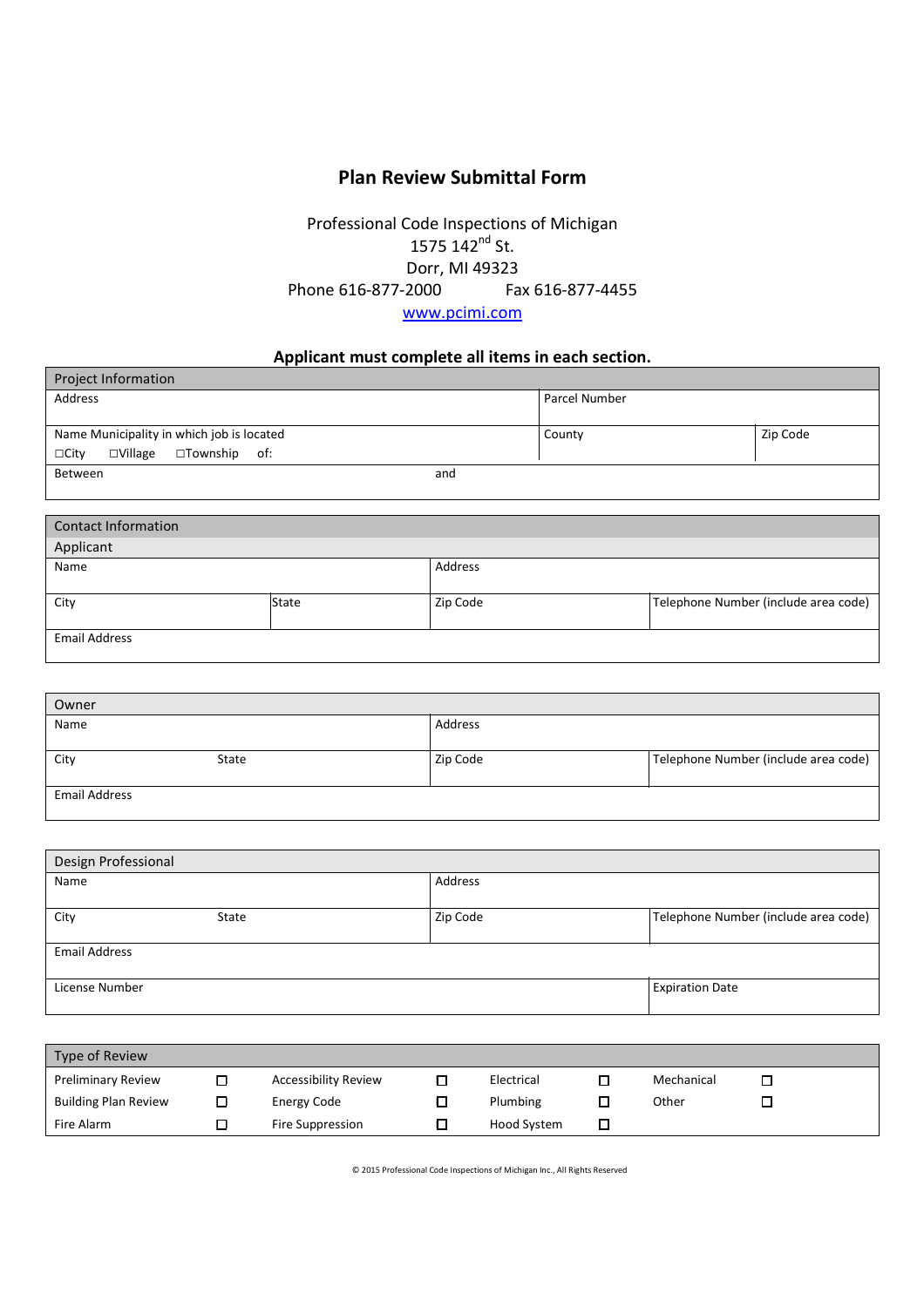# Plan Review Submittal Form

Professional Code Inspections of Michigan
1575 142nd St.
Dorr, MI 49323
Phone 616-877-2000 Fax 616-877-4455
www.pcimi.com

**Applicant must complete all items in each section.**

| Project Information | | |
|---|---|---|
| Address | Parcel Number | |
| Name Municipality in which job is located<br>☐City ☐Village ☐Township of: | County | Zip Code |
| Between and | | |

| Contact Information | | | |
|---|---|---|---|
| **Applicant** | | | |
| Name | | Address | |
| City | State | Zip Code | Telephone Number (include area code) |
| Email Address | | | |

| Owner | | | |
|---|---|---|---|
| Name | | Address | |
| City | State | Zip Code | Telephone Number (include area code) |
| Email Address | | | |

| Design Professional | | | |
|---|---|---|---|
| Name | | Address | |
| City | State | Zip Code | Telephone Number (include area code) |
| Email Address | | | |
| License Number | | | Expiration Date |

| Type of Review | | | | | | | |
|---|---|---|---|---|---|---|---|
| Preliminary Review | ☐ | Accessibility Review | ☐ | Electrical | ☐ | Mechanical | ☐ |
| Building Plan Review | ☐ | Energy Code | ☐ | Plumbing | ☐ | Other | ☐ |
| Fire Alarm | ☐ | Fire Suppression | ☐ | Hood System | ☐ | | |

© 2015 Professional Code Inspections of Michigan Inc., All Rights Reserved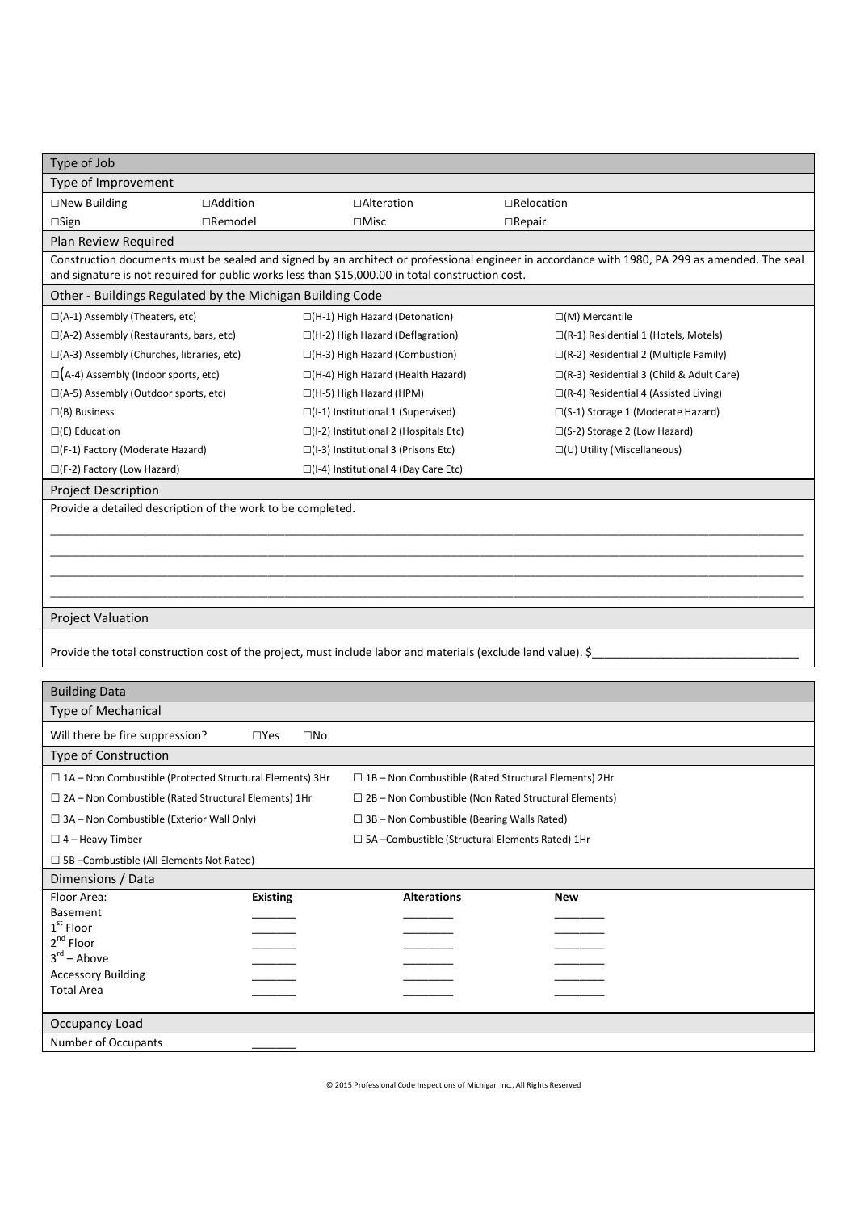## Type of Job

### Type of Improvement

| | | | |
|---|---|---|---|
| ☐New Building | ☐Addition | ☐Alteration | ☐Relocation |
| ☐Sign | ☐Remodel | ☐Misc | ☐Repair |

### Plan Review Required

Construction documents must be sealed and signed by an architect or professional engineer in accordance with 1980, PA 299 as amended. The seal and signature is not required for public works less than $15,000.00 in total construction cost.

### Other - Buildings Regulated by the Michigan Building Code

| | | |
|---|---|---|
| ☐(A-1) Assembly (Theaters, etc) | ☐(H-1) High Hazard (Detonation) | ☐(M) Mercantile |
| ☐(A-2) Assembly (Restaurants, bars, etc) | ☐(H-2) High Hazard (Deflagration) | ☐(R-1) Residential 1 (Hotels, Motels) |
| ☐(A-3) Assembly (Churches, libraries, etc) | ☐(H-3) High Hazard (Combustion) | ☐(R-2) Residential 2 (Multiple Family) |
| ☐(A-4) Assembly (Indoor sports, etc) | ☐(H-4) High Hazard (Health Hazard) | ☐(R-3) Residential 3 (Child & Adult Care) |
| ☐(A-5) Assembly (Outdoor sports, etc) | ☐(H-5) High Hazard (HPM) | ☐(R-4) Residential 4 (Assisted Living) |
| ☐(B) Business | ☐(I-1) Institutional 1 (Supervised) | ☐(S-1) Storage 1 (Moderate Hazard) |
| ☐(E) Education | ☐(I-2) Institutional 2 (Hospitals Etc) | ☐(S-2) Storage 2 (Low Hazard) |
| ☐(F-1) Factory (Moderate Hazard) | ☐(I-3) Institutional 3 (Prisons Etc) | ☐(U) Utility (Miscellaneous) |
| ☐(F-2) Factory (Low Hazard) | ☐(I-4) Institutional 4 (Day Care Etc) | |

### Project Description

Provide a detailed description of the work to be completed.

______________________________________________________________________________________________

______________________________________________________________________________________________

______________________________________________________________________________________________

______________________________________________________________________________________________

### Project Valuation

Provide the total construction cost of the project, must include labor and materials (exclude land value). $______________________________

## Building Data

### Type of Mechanical

Will there be fire suppression? ☐Yes ☐No

### Type of Construction

| | |
|---|---|
| ☐ 1A – Non Combustible (Protected Structural Elements) 3Hr | ☐ 1B – Non Combustible (Rated Structural Elements) 2Hr |
| ☐ 2A – Non Combustible (Rated Structural Elements) 1Hr | ☐ 2B – Non Combustible (Non Rated Structural Elements) |
| ☐ 3A – Non Combustible (Exterior Wall Only) | ☐ 3B – Non Combustible (Bearing Walls Rated) |
| ☐ 4 – Heavy Timber | ☐ 5A –Combustible (Structural Elements Rated) 1Hr |
| ☐ 5B –Combustible (All Elements Not Rated) | |

### Dimensions / Data

| Floor Area: | Existing | Alterations | New |
|---|---|---|---|
| Basement | _______ | _______ | _______ |
| 1st Floor | _______ | _______ | _______ |
| 2nd Floor | _______ | _______ | _______ |
| 3rd – Above | _______ | _______ | _______ |
| Accessory Building | _______ | _______ | _______ |
| Total Area | _______ | _______ | _______ |

### Occupancy Load

Number of Occupants _______

© 2015 Professional Code Inspections of Michigan Inc., All Rights Reserved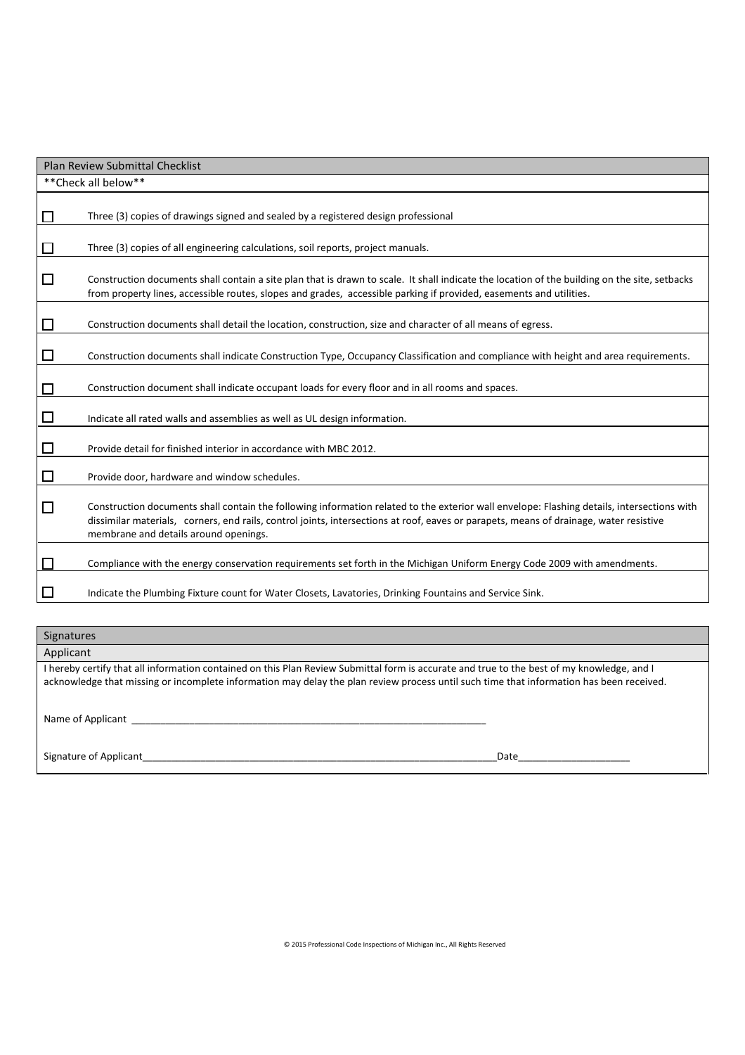## Plan Review Submittal Checklist

**Check all below**

- [ ] Three (3) copies of drawings signed and sealed by a registered design professional
- [ ] Three (3) copies of all engineering calculations, soil reports, project manuals.
- [ ] Construction documents shall contain a site plan that is drawn to scale. It shall indicate the location of the building on the site, setbacks from property lines, accessible routes, slopes and grades, accessible parking if provided, easements and utilities.
- [ ] Construction documents shall detail the location, construction, size and character of all means of egress.
- [ ] Construction documents shall indicate Construction Type, Occupancy Classification and compliance with height and area requirements.
- [ ] Construction document shall indicate occupant loads for every floor and in all rooms and spaces.
- [ ] Indicate all rated walls and assemblies as well as UL design information.
- [ ] Provide detail for finished interior in accordance with MBC 2012.
- [ ] Provide door, hardware and window schedules.
- [ ] Construction documents shall contain the following information related to the exterior wall envelope: Flashing details, intersections with dissimilar materials, corners, end rails, control joints, intersections at roof, eaves or parapets, means of drainage, water resistive membrane and details around openings.
- [ ] Compliance with the energy conservation requirements set forth in the Michigan Uniform Energy Code 2009 with amendments.
- [ ] Indicate the Plumbing Fixture count for Water Closets, Lavatories, Drinking Fountains and Service Sink.

## Signatures

### Applicant

I hereby certify that all information contained on this Plan Review Submittal form is accurate and true to the best of my knowledge, and I acknowledge that missing or incomplete information may delay the plan review process until such time that information has been received.

Name of Applicant ____________________________________________

Signature of Applicant____________________________________________ Date____________________

© 2015 Professional Code Inspections of Michigan Inc., All Rights Reserved